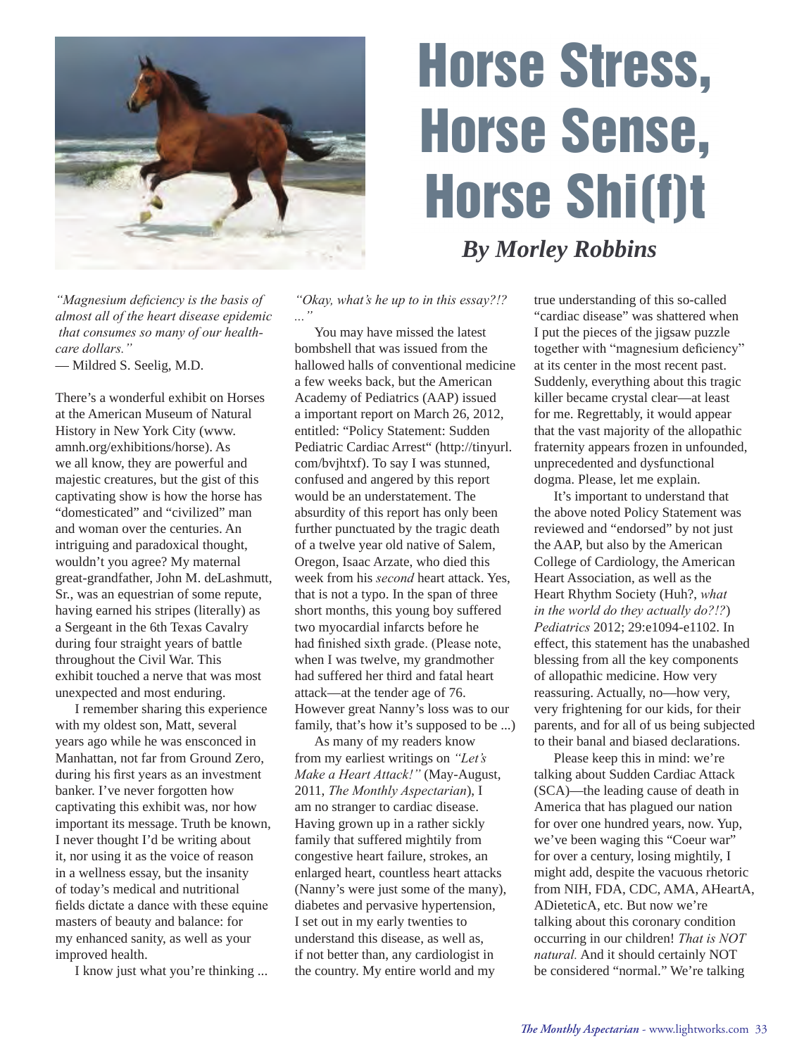# Horse Stress, Horse Sense, Horse Shi(f)t

***By Morley Robbins***

*"Magnesium deficiency is the basis of almost all of the heart disease epidemic that consumes so many of our health-care dollars."*
— Mildred S. Seelig, M.D.

There's a wonderful exhibit on Horses at the American Museum of Natural History in New York City (www.amnh.org/exhibitions/horse). As we all know, they are powerful and majestic creatures, but the gist of this captivating show is how the horse has "domesticated" and "civilized" man and woman over the centuries. An intriguing and paradoxical thought, wouldn't you agree? My maternal great-grandfather, John M. deLashmutt, Sr., was an equestrian of some repute, having earned his stripes (literally) as a Sergeant in the 6th Texas Cavalry during four straight years of battle throughout the Civil War. This exhibit touched a nerve that was most unexpected and most enduring.

I remember sharing this experience with my oldest son, Matt, several years ago while he was ensconced in Manhattan, not far from Ground Zero, during his first years as an investment banker. I've never forgotten how captivating this exhibit was, nor how important its message. Truth be known, I never thought I'd be writing about it, nor using it as the voice of reason in a wellness essay, but the insanity of today's medical and nutritional fields dictate a dance with these equine masters of beauty and balance: for my enhanced sanity, as well as your improved health.

I know just what you're thinking ...

*"Okay, what's he up to in this essay?!? ..."*

You may have missed the latest bombshell that was issued from the hallowed halls of conventional medicine a few weeks back, but the American Academy of Pediatrics (AAP) issued a important report on March 26, 2012, entitled: "Policy Statement: Sudden Pediatric Cardiac Arrest" (http://tinyurl.com/bvjhtxf). To say I was stunned, confused and angered by this report would be an understatement. The absurdity of this report has only been further punctuated by the tragic death of a twelve year old native of Salem, Oregon, Isaac Arzate, who died this week from his *second* heart attack. Yes, that is not a typo. In the span of three short months, this young boy suffered two myocardial infarcts before he had finished sixth grade. (Please note, when I was twelve, my grandmother had suffered her third and fatal heart attack—at the tender age of 76. However great Nanny's loss was to our family, that's how it's supposed to be ...)

As many of my readers know from my earliest writings on *"Let's Make a Heart Attack!"* (May-August, 2011, *The Monthly Aspectarian*), I am no stranger to cardiac disease. Having grown up in a rather sickly family that suffered mightily from congestive heart failure, strokes, an enlarged heart, countless heart attacks (Nanny's were just some of the many), diabetes and pervasive hypertension, I set out in my early twenties to understand this disease, as well as, if not better than, any cardiologist in the country. My entire world and my true understanding of this so-called "cardiac disease" was shattered when I put the pieces of the jigsaw puzzle together with "magnesium deficiency" at its center in the most recent past. Suddenly, everything about this tragic killer became crystal clear—at least for me. Regrettably, it would appear that the vast majority of the allopathic fraternity appears frozen in unfounded, unprecedented and dysfunctional dogma. Please, let me explain.

It's important to understand that the above noted Policy Statement was reviewed and "endorsed" by not just the AAP, but also by the American College of Cardiology, the American Heart Association, as well as the Heart Rhythm Society (Huh?, *what in the world do they actually do?!?*) *Pediatrics* 2012; 29:e1094-e1102. In effect, this statement has the unabashed blessing from all the key components of allopathic medicine. How very reassuring. Actually, no—how very, very frightening for our kids, for their parents, and for all of us being subjected to their banal and biased declarations.

Please keep this in mind: we're talking about Sudden Cardiac Attack (SCA)—the leading cause of death in America that has plagued our nation for over one hundred years, now. Yup, we've been waging this "Coeur war" for over a century, losing mightily, I might add, despite the vacuous rhetoric from NIH, FDA, CDC, AMA, AHeartA, ADieteticA, etc. But now we're talking about this coronary condition occurring in our children! *That is NOT natural.* And it should certainly NOT be considered "normal." We're talking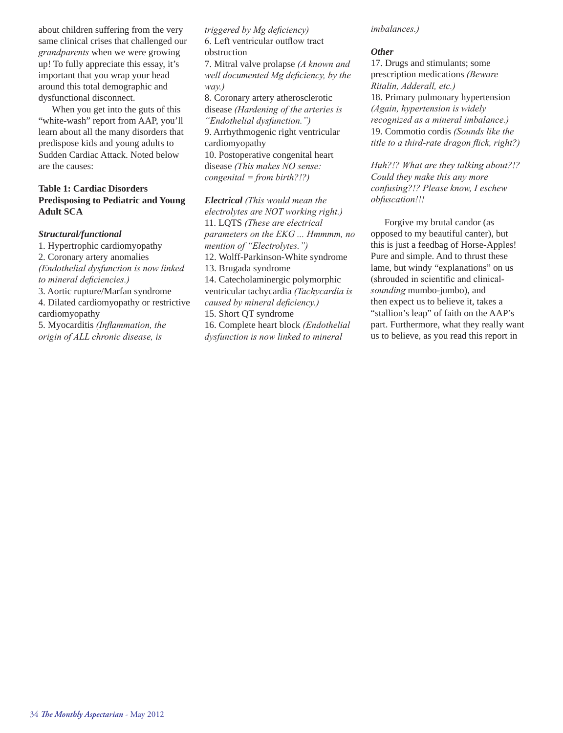about children suffering from the very same clinical crises that challenged our *grandparents* when we were growing up! To fully appreciate this essay, it's important that you wrap your head around this total demographic and dysfunctional disconnect.

When you get into the guts of this "white-wash" report from AAP, you'll learn about all the many disorders that predispose kids and young adults to Sudden Cardiac Attack. Noted below are the causes:

**Table 1: Cardiac Disorders Predisposing to Pediatric and Young Adult SCA**

***Structural/functional***

1. Hypertrophic cardiomyopathy
2. Coronary artery anomalies *(Endothelial dysfunction is now linked to mineral deficiencies.)*
3. Aortic rupture/Marfan syndrome
4. Dilated cardiomyopathy or restrictive cardiomyopathy
5. Myocarditis *(Inflammation, the origin of ALL chronic disease, is triggered by Mg deficiency)*
6. Left ventricular outflow tract obstruction
7. Mitral valve prolapse *(A known and well documented Mg deficiency, by the way.)*
8. Coronary artery atherosclerotic disease *(Hardening of the arteries is "Endothelial dysfunction.")*
9. Arrhythmogenic right ventricular cardiomyopathy
10. Postoperative congenital heart disease *(This makes NO sense: congenital = from birth?!?)*

***Electrical*** *(This would mean the electrolytes are NOT working right.)*

11. LQTS *(These are electrical parameters on the EKG ... Hmmmm, no mention of "Electrolytes.")*
12. Wolff-Parkinson-White syndrome
13. Brugada syndrome
14. Catecholaminergic polymorphic ventricular tachycardia *(Tachycardia is caused by mineral deficiency.)*
15. Short QT syndrome
16. Complete heart block *(Endothelial dysfunction is now linked to mineral imbalances.)*

***Other***

17. Drugs and stimulants; some prescription medications *(Beware Ritalin, Adderall, etc.)*
18. Primary pulmonary hypertension *(Again, hypertension is widely recognized as a mineral imbalance.)*
19. Commotio cordis *(Sounds like the title to a third-rate dragon flick, right?)*

*Huh?!? What are they talking about?!? Could they make this any more confusing?!? Please know, I eschew obfuscation!!!*

Forgive my brutal candor (as opposed to my beautiful canter), but this is just a feedbag of Horse-Apples! Pure and simple. And to thrust these lame, but windy "explanations" on us (shrouded in scientific and clinical-*sounding* mumbo-jumbo), and then expect us to believe it, takes a "stallion's leap" of faith on the AAP's part. Furthermore, what they really want us to believe, as you read this report in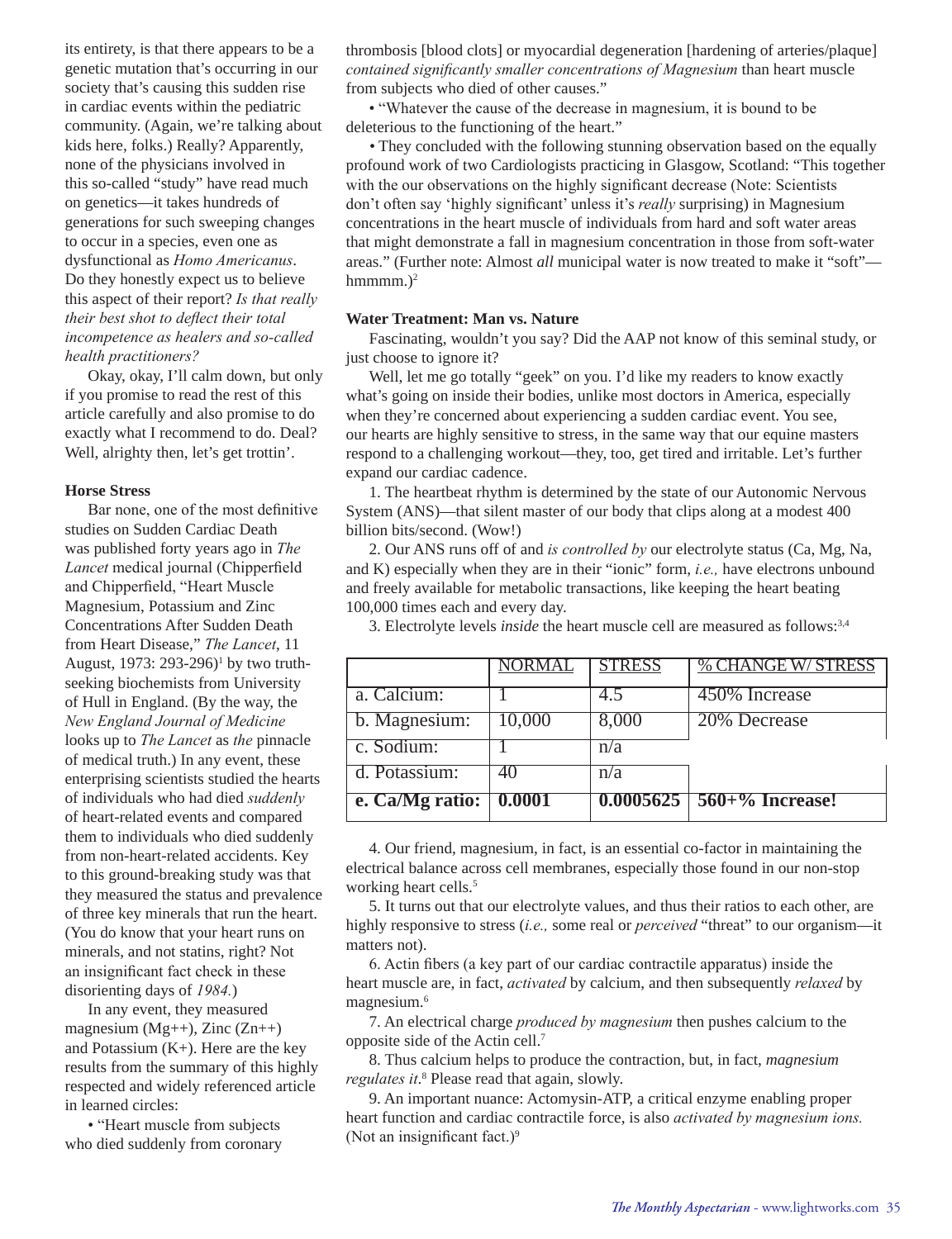its entirety, is that there appears to be a genetic mutation that's occurring in our society that's causing this sudden rise in cardiac events within the pediatric community. (Again, we're talking about kids here, folks.) Really? Apparently, none of the physicians involved in this so-called "study" have read much on genetics—it takes hundreds of generations for such sweeping changes to occur in a species, even one as dysfunctional as *Homo Americanus*. Do they honestly expect us to believe this aspect of their report? *Is that really their best shot to deflect their total incompetence as healers and so-called health practitioners?*

Okay, okay, I'll calm down, but only if you promise to read the rest of this article carefully and also promise to do exactly what I recommend to do. Deal? Well, alrighty then, let's get trottin'.

**Horse Stress**

Bar none, one of the most definitive studies on Sudden Cardiac Death was published forty years ago in *The Lancet* medical journal (Chipperfield and Chipperfield, "Heart Muscle Magnesium, Potassium and Zinc Concentrations After Sudden Death from Heart Disease," *The Lancet*, 11 August, 1973: 293-296)[1] by two truth-seeking biochemists from University of Hull in England. (By the way, the *New England Journal of Medicine* looks up to *The Lancet* as *the* pinnacle of medical truth.) In any event, these enterprising scientists studied the hearts of individuals who had died *suddenly* of heart-related events and compared them to individuals who died suddenly from non-heart-related accidents. Key to this ground-breaking study was that they measured the status and prevalence of three key minerals that run the heart. (You do know that your heart runs on minerals, and not statins, right? Not an insignificant fact check in these disorienting days of *1984.*)

In any event, they measured magnesium (Mg++), Zinc (Zn++) and Potassium (K+). Here are the key results from the summary of this highly respected and widely referenced article in learned circles:

• "Heart muscle from subjects who died suddenly from coronary thrombosis [blood clots] or myocardial degeneration [hardening of arteries/plaque] *contained significantly smaller concentrations of Magnesium* than heart muscle from subjects who died of other causes."

• "Whatever the cause of the decrease in magnesium, it is bound to be deleterious to the functioning of the heart."

• They concluded with the following stunning observation based on the equally profound work of two Cardiologists practicing in Glasgow, Scotland: "This together with the our observations on the highly significant decrease (Note: Scientists don't often say 'highly significant' unless it's *really* surprising) in Magnesium concentrations in the heart muscle of individuals from hard and soft water areas that might demonstrate a fall in magnesium concentration in those from soft-water areas." (Further note: Almost *all* municipal water is now treated to make it "soft"—hmmmm.)[2]

**Water Treatment: Man vs. Nature**

Fascinating, wouldn't you say? Did the AAP not know of this seminal study, or just choose to ignore it?

Well, let me go totally "geek" on you. I'd like my readers to know exactly what's going on inside their bodies, unlike most doctors in America, especially when they're concerned about experiencing a sudden cardiac event. You see, our hearts are highly sensitive to stress, in the same way that our equine masters respond to a challenging workout—they, too, get tired and irritable. Let's further expand our cardiac cadence.

1. The heartbeat rhythm is determined by the state of our Autonomic Nervous System (ANS)—that silent master of our body that clips along at a modest 400 billion bits/second. (Wow!)

2. Our ANS runs off of and *is controlled by* our electrolyte status (Ca, Mg, Na, and K) especially when they are in their "ionic" form, *i.e.,* have electrons unbound and freely available for metabolic transactions, like keeping the heart beating 100,000 times each and every day.

3. Electrolyte levels *inside* the heart muscle cell are measured as follows:[3,4]

| | NORMAL | STRESS | % CHANGE W/ STRESS |
|---|---|---|---|
| a. Calcium: | 1 | 4.5 | 450% Increase |
| b. Magnesium: | 10,000 | 8,000 | 20% Decrease |
| c. Sodium: | 1 | n/a | |
| d. Potassium: | 40 | n/a | |
| **e. Ca/Mg ratio:** | **0.0001** | **0.0005625** | **560+% Increase!** |

4. Our friend, magnesium, in fact, is an essential co-factor in maintaining the electrical balance across cell membranes, especially those found in our non-stop working heart cells.[5]

5. It turns out that our electrolyte values, and thus their ratios to each other, are highly responsive to stress (*i.e.,* some real or *perceived* "threat" to our organism—it matters not).

6. Actin fibers (a key part of our cardiac contractile apparatus) inside the heart muscle are, in fact, *activated* by calcium, and then subsequently *relaxed* by magnesium.[6]

7. An electrical charge *produced by magnesium* then pushes calcium to the opposite side of the Actin cell.[7]

8. Thus calcium helps to produce the contraction, but, in fact, *magnesium regulates it*.[8] Please read that again, slowly.

9. An important nuance: Actomysin-ATP, a critical enzyme enabling proper heart function and cardiac contractile force, is also *activated by magnesium ions.* (Not an insignificant fact.)[9]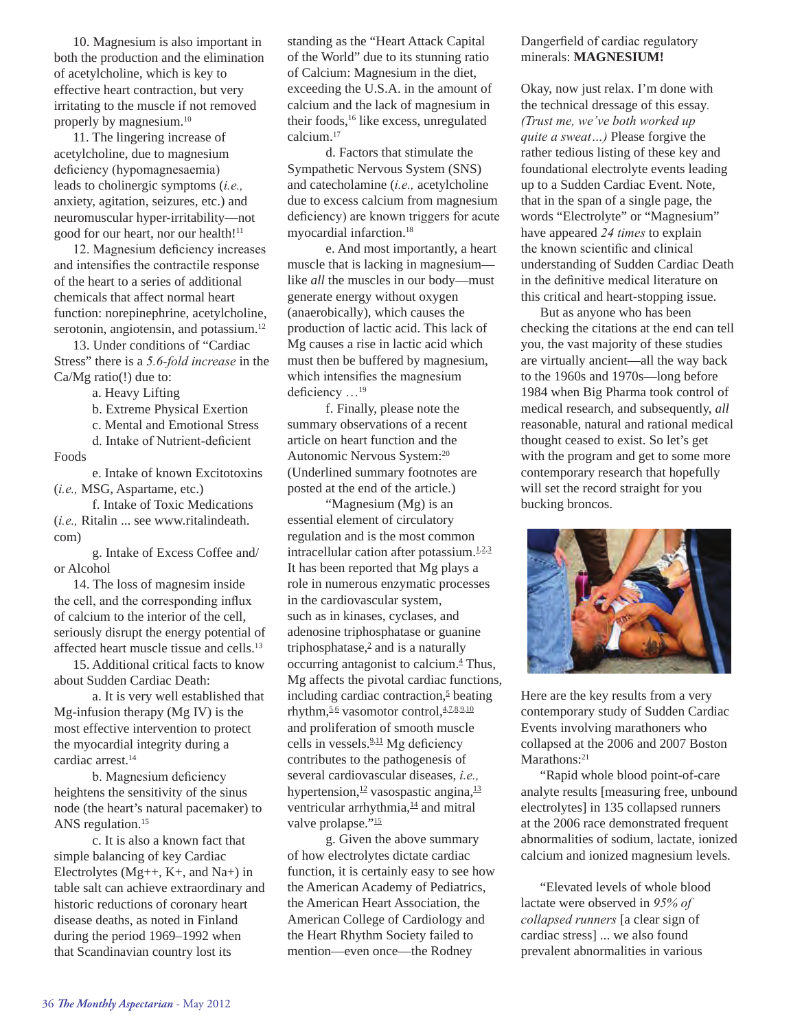10. Magnesium is also important in both the production and the elimination of acetylcholine, which is key to effective heart contraction, but very irritating to the muscle if not removed properly by magnesium.[10]

11. The lingering increase of acetylcholine, due to magnesium deficiency (hypomagnesaemia) leads to cholinergic symptoms (*i.e.,* anxiety, agitation, seizures, etc.) and neuromuscular hyper-irritability—not good for our heart, nor our health![11]

12. Magnesium deficiency increases and intensifies the contractile response of the heart to a series of additional chemicals that affect normal heart function: norepinephrine, acetylcholine, serotonin, angiotensin, and potassium.[12]

13. Under conditions of "Cardiac Stress" there is a *5.6-fold increase* in the Ca/Mg ratio(!) due to:

a. Heavy Lifting
b. Extreme Physical Exertion
c. Mental and Emotional Stress
d. Intake of Nutrient-deficient Foods
e. Intake of known Excitotoxins (*i.e.,* MSG, Aspartame, etc.)
f. Intake of Toxic Medications (*i.e.,* Ritalin ... see www.ritalindeath.com)
g. Intake of Excess Coffee and/or Alcohol

14. The loss of magnesim inside the cell, and the corresponding influx of calcium to the interior of the cell, seriously disrupt the energy potential of affected heart muscle tissue and cells.[13]

15. Additional critical facts to know about Sudden Cardiac Death:

a. It is very well established that Mg-infusion therapy (Mg IV) is the most effective intervention to protect the myocardial integrity during a cardiac arrest.[14]

b. Magnesium deficiency heightens the sensitivity of the sinus node (the heart's natural pacemaker) to ANS regulation.[15]

c. It is also a known fact that simple balancing of key Cardiac Electrolytes (Mg++, K+, and Na+) in table salt can achieve extraordinary and historic reductions of coronary heart disease deaths, as noted in Finland during the period 1969–1992 when that Scandinavian country lost its standing as the "Heart Attack Capital of the World" due to its stunning ratio of Calcium: Magnesium in the diet, exceeding the U.S.A. in the amount of calcium and the lack of magnesium in their foods,[16] like excess, unregulated calcium.[17]

d. Factors that stimulate the Sympathetic Nervous System (SNS) and catecholamine (*i.e.,* acetylcholine due to excess calcium from magnesium deficiency) are known triggers for acute myocardial infarction.[18]

e. And most importantly, a heart muscle that is lacking in magnesium—like *all* the muscles in our body—must generate energy without oxygen (anaerobically), which causes the production of lactic acid. This lack of Mg causes a rise in lactic acid which must then be buffered by magnesium, which intensifies the magnesium deficiency …[19]

f. Finally, please note the summary observations of a recent article on heart function and the Autonomic Nervous System:[20] (Underlined summary footnotes are posted at the end of the article.)

"Magnesium (Mg) is an essential element of circulatory regulation and is the most common intracellular cation after potassium.[1-3] It has been reported that Mg plays a role in numerous enzymatic processes in the cardiovascular system, such as in kinases, cyclases, and adenosine triphosphatase or guanine triphosphatase,[2] and is a naturally occurring antagonist to calcium.[4] Thus, Mg affects the pivotal cardiac functions, including cardiac contraction,[5] beating rhythm,[5,6] vasomotor control,[4,7,8,9,10] and proliferation of smooth muscle cells in vessels.[9,11] Mg deficiency contributes to the pathogenesis of several cardiovascular diseases, *i.e.,* hypertension,[12] vasospastic angina,[13] ventricular arrhythmia,[14] and mitral valve prolapse."[15]

g. Given the above summary of how electrolytes dictate cardiac function, it is certainly easy to see how the American Academy of Pediatrics, the American Heart Association, the American College of Cardiology and the Heart Rhythm Society failed to mention—even once—the Rodney Dangerfield of cardiac regulatory minerals: **MAGNESIUM!**

Okay, now just relax. I'm done with the technical dressage of this essay. *(Trust me, we've both worked up quite a sweat…)* Please forgive the rather tedious listing of these key and foundational electrolyte events leading up to a Sudden Cardiac Event. Note, that in the span of a single page, the words "Electrolyte" or "Magnesium" have appeared *24 times* to explain the known scientific and clinical understanding of Sudden Cardiac Death in the definitive medical literature on this critical and heart-stopping issue.

But as anyone who has been checking the citations at the end can tell you, the vast majority of these studies are virtually ancient—all the way back to the 1960s and 1970s—long before 1984 when Big Pharma took control of medical research, and subsequently, *all* reasonable, natural and rational medical thought ceased to exist. So let's get with the program and get to some more contemporary research that hopefully will set the record straight for you bucking broncos.

Here are the key results from a very contemporary study of Sudden Cardiac Events involving marathoners who collapsed at the 2006 and 2007 Boston Marathons:[21]

"Rapid whole blood point-of-care analyte results [measuring free, unbound electrolytes] in 135 collapsed runners at the 2006 race demonstrated frequent abnormalities of sodium, lactate, ionized calcium and ionized magnesium levels.

"Elevated levels of whole blood lactate were observed in *95% of collapsed runners* [a clear sign of cardiac stress] ... we also found prevalent abnormalities in various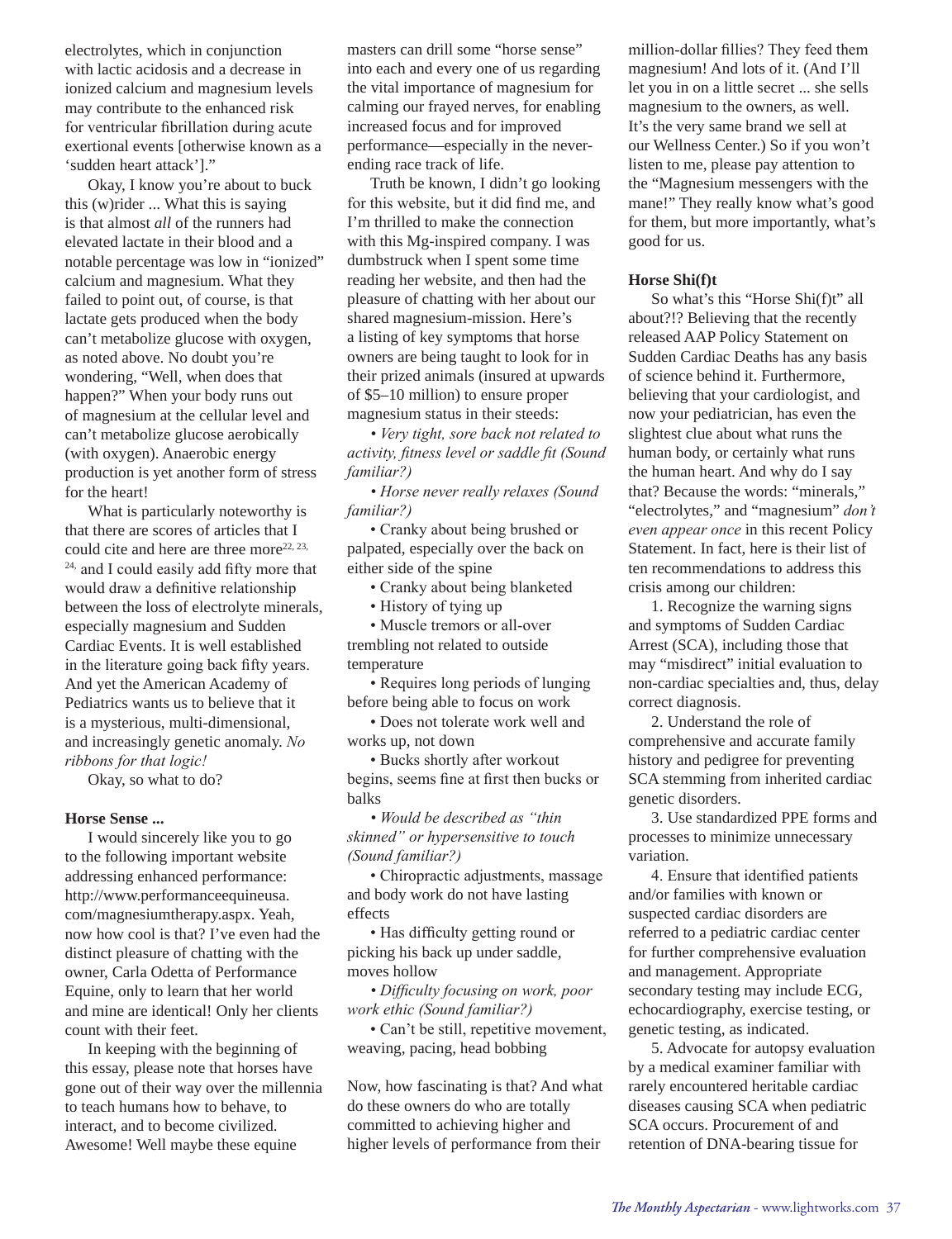electrolytes, which in conjunction with lactic acidosis and a decrease in ionized calcium and magnesium levels may contribute to the enhanced risk for ventricular fibrillation during acute exertional events [otherwise known as a 'sudden heart attack']."

Okay, I know you're about to buck this (w)rider ... What this is saying is that almost *all* of the runners had elevated lactate in their blood and a notable percentage was low in "ionized" calcium and magnesium. What they failed to point out, of course, is that lactate gets produced when the body can't metabolize glucose with oxygen, as noted above. No doubt you're wondering, "Well, when does that happen?" When your body runs out of magnesium at the cellular level and can't metabolize glucose aerobically (with oxygen). Anaerobic energy production is yet another form of stress for the heart!

What is particularly noteworthy is that there are scores of articles that I could cite and here are three more[22, 23, 24,] and I could easily add fifty more that would draw a definitive relationship between the loss of electrolyte minerals, especially magnesium and Sudden Cardiac Events. It is well established in the literature going back fifty years. And yet the American Academy of Pediatrics wants us to believe that it is a mysterious, multi-dimensional, and increasingly genetic anomaly. *No ribbons for that logic!*

Okay, so what to do?

**Horse Sense ...**

I would sincerely like you to go to the following important website addressing enhanced performance: http://www.performanceequineusa.com/magnesiumtherapy.aspx. Yeah, now how cool is that? I've even had the distinct pleasure of chatting with the owner, Carla Odetta of Performance Equine, only to learn that her world and mine are identical! Only her clients count with their feet.

In keeping with the beginning of this essay, please note that horses have gone out of their way over the millennia to teach humans how to behave, to interact, and to become civilized. Awesome! Well maybe these equine masters can drill some "horse sense" into each and every one of us regarding the vital importance of magnesium for calming our frayed nerves, for enabling increased focus and for improved performance—especially in the never-ending race track of life.

Truth be known, I didn't go looking for this website, but it did find me, and I'm thrilled to make the connection with this Mg-inspired company. I was dumbstruck when I spent some time reading her website, and then had the pleasure of chatting with her about our shared magnesium-mission. Here's a listing of key symptoms that horse owners are being taught to look for in their prized animals (insured at upwards of $5–10 million) to ensure proper magnesium status in their steeds:

- *Very tight, sore back not related to activity, fitness level or saddle fit (Sound familiar?)*
- *Horse never really relaxes (Sound familiar?)*
- Cranky about being brushed or palpated, especially over the back on either side of the spine
- Cranky about being blanketed
- History of tying up
- Muscle tremors or all-over trembling not related to outside temperature
- Requires long periods of lunging before being able to focus on work
- Does not tolerate work well and works up, not down
- Bucks shortly after workout begins, seems fine at first then bucks or balks
- *Would be described as "thin skinned" or hypersensitive to touch (Sound familiar?)*
- Chiropractic adjustments, massage and body work do not have lasting effects
- Has difficulty getting round or picking his back up under saddle, moves hollow
- *Difficulty focusing on work, poor work ethic (Sound familiar?)*
- Can't be still, repetitive movement, weaving, pacing, head bobbing

Now, how fascinating is that? And what do these owners do who are totally committed to achieving higher and higher levels of performance from their million-dollar fillies? They feed them magnesium! And lots of it. (And I'll let you in on a little secret ... she sells magnesium to the owners, as well. It's the very same brand we sell at our Wellness Center.) So if you won't listen to me, please pay attention to the "Magnesium messengers with the mane!" They really know what's good for them, but more importantly, what's good for us.

**Horse Shi(f)t**

So what's this "Horse Shi(f)t" all about?!? Believing that the recently released AAP Policy Statement on Sudden Cardiac Deaths has any basis of science behind it. Furthermore, believing that your cardiologist, and now your pediatrician, has even the slightest clue about what runs the human body, or certainly what runs the human heart. And why do I say that? Because the words: "minerals," "electrolytes," and "magnesium" *don't even appear once* in this recent Policy Statement. In fact, here is their list of ten recommendations to address this crisis among our children:

1. Recognize the warning signs and symptoms of Sudden Cardiac Arrest (SCA), including those that may "misdirect" initial evaluation to non-cardiac specialties and, thus, delay correct diagnosis.
2. Understand the role of comprehensive and accurate family history and pedigree for preventing SCA stemming from inherited cardiac genetic disorders.
3. Use standardized PPE forms and processes to minimize unnecessary variation.
4. Ensure that identified patients and/or families with known or suspected cardiac disorders are referred to a pediatric cardiac center for further comprehensive evaluation and management. Appropriate secondary testing may include ECG, echocardiography, exercise testing, or genetic testing, as indicated.
5. Advocate for autopsy evaluation by a medical examiner familiar with rarely encountered heritable cardiac diseases causing SCA when pediatric SCA occurs. Procurement of and retention of DNA-bearing tissue for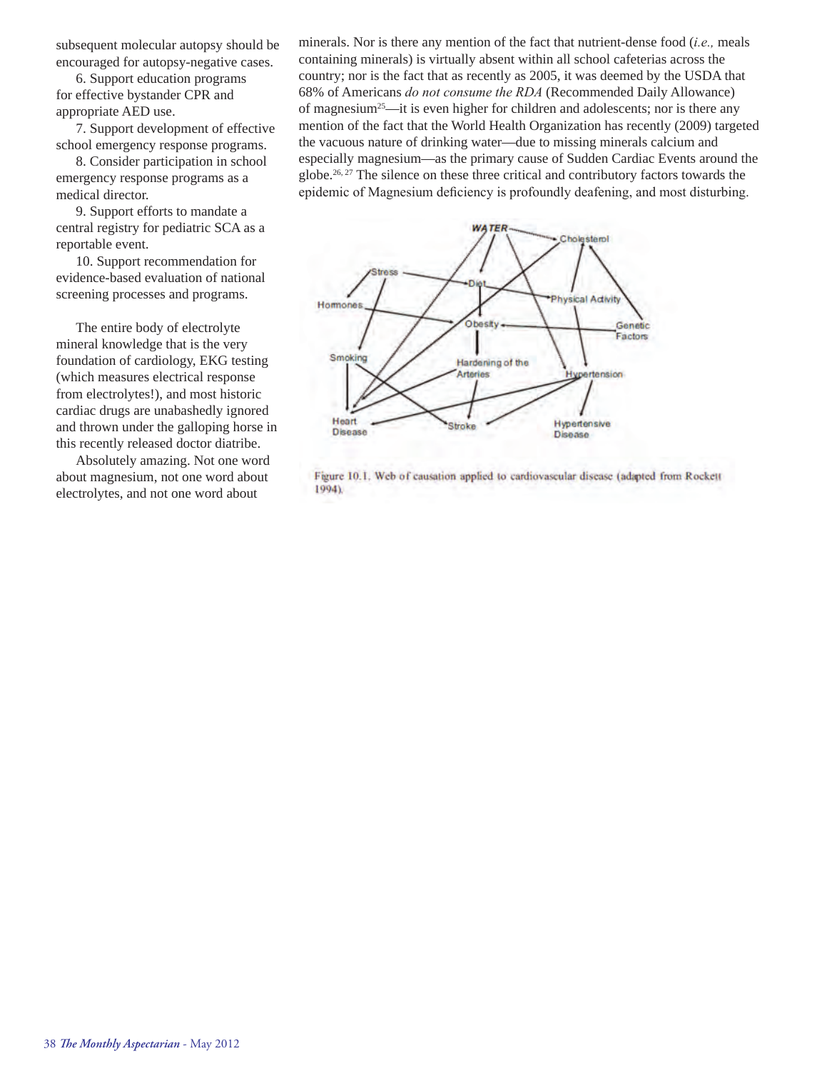subsequent molecular autopsy should be encouraged for autopsy-negative cases.

6. Support education programs for effective bystander CPR and appropriate AED use.

7. Support development of effective school emergency response programs.

8. Consider participation in school emergency response programs as a medical director.

9. Support efforts to mandate a central registry for pediatric SCA as a reportable event.

10. Support recommendation for evidence-based evaluation of national screening processes and programs.

The entire body of electrolyte mineral knowledge that is the very foundation of cardiology, EKG testing (which measures electrical response from electrolytes!), and most historic cardiac drugs are unabashedly ignored and thrown under the galloping horse in this recently released doctor diatribe.

Absolutely amazing. Not one word about magnesium, not one word about electrolytes, and not one word about minerals. Nor is there any mention of the fact that nutrient-dense food (*i.e.,* meals containing minerals) is virtually absent within all school cafeterias across the country; nor is the fact that as recently as 2005, it was deemed by the USDA that 68% of Americans *do not consume the RDA* (Recommended Daily Allowance) of magnesium[25]—it is even higher for children and adolescents; nor is there any mention of the fact that the World Health Organization has recently (2009) targeted the vacuous nature of drinking water—due to missing minerals calcium and especially magnesium—as the primary cause of Sudden Cardiac Events around the globe.[26, 27] The silence on these three critical and contributory factors towards the epidemic of Magnesium deficiency is profoundly deafening, and most disturbing.

Figure 10.1. Web of causation applied to cardiovascular disease (adapted from Rockett 1994).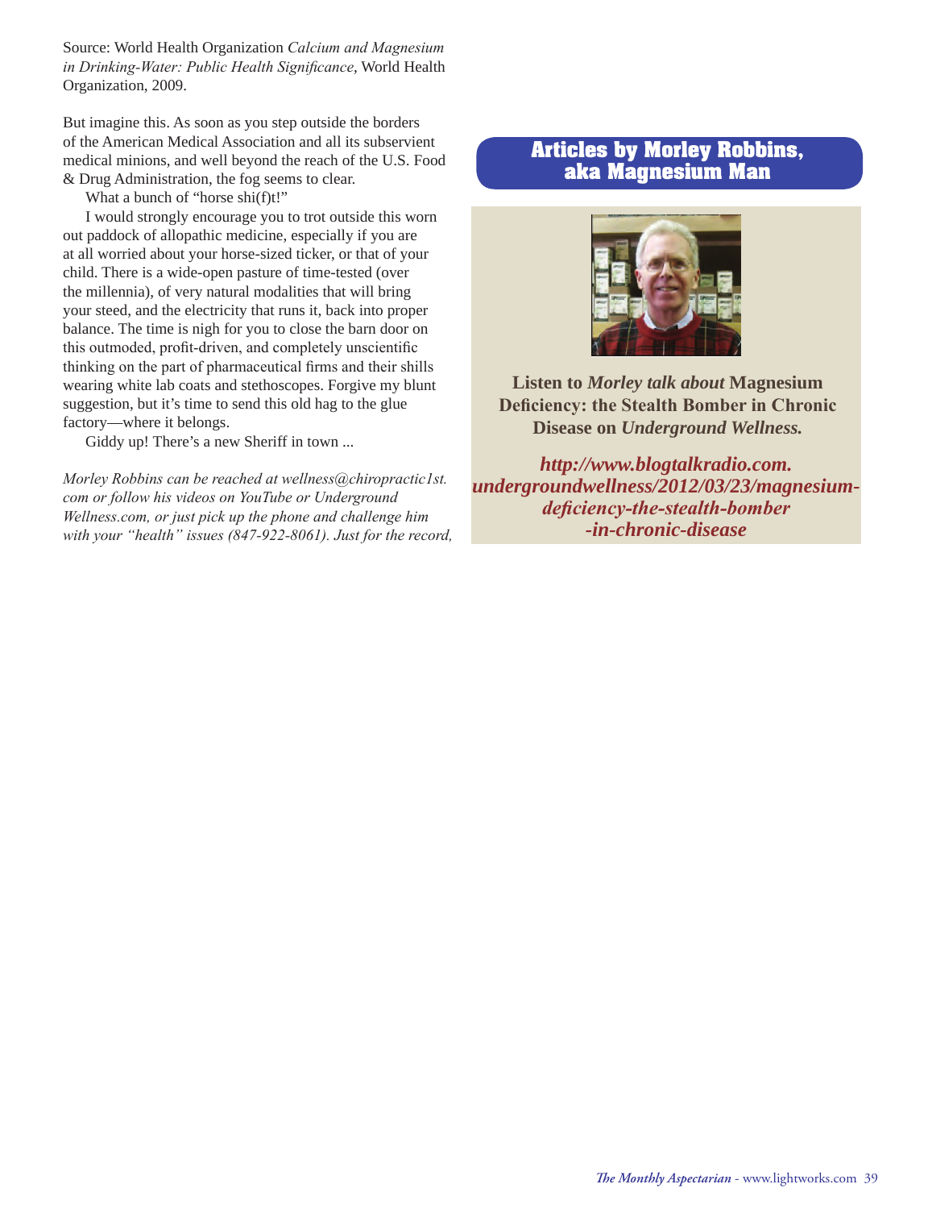Source: World Health Organization *Calcium and Magnesium in Drinking-Water: Public Health Significance*, World Health Organization, 2009.

But imagine this. As soon as you step outside the borders of the American Medical Association and all its subservient medical minions, and well beyond the reach of the U.S. Food & Drug Administration, the fog seems to clear.

What a bunch of "horse shi(f)t!"

I would strongly encourage you to trot outside this worn out paddock of allopathic medicine, especially if you are at all worried about your horse-sized ticker, or that of your child. There is a wide-open pasture of time-tested (over the millennia), of very natural modalities that will bring your steed, and the electricity that runs it, back into proper balance. The time is nigh for you to close the barn door on this outmoded, profit-driven, and completely unscientific thinking on the part of pharmaceutical firms and their shills wearing white lab coats and stethoscopes. Forgive my blunt suggestion, but it's time to send this old hag to the glue factory—where it belongs.

Giddy up! There's a new Sheriff in town ...

*Morley Robbins can be reached at wellness@chiropractic1st.com or follow his videos on YouTube or Underground Wellness.com, or just pick up the phone and challenge him with your "health" issues (847-922-8061). Just for the record,*

## Articles by Morley Robbins, aka Magnesium Man

**Listen to *Morley talk about* Magnesium Deficiency: the Stealth Bomber in Chronic Disease on *Underground Wellness.***

***http://www.blogtalkradio.com.undergroundwellness/2012/03/23/magnesium-deficiency-the-stealth-bomber-in-chronic-disease***